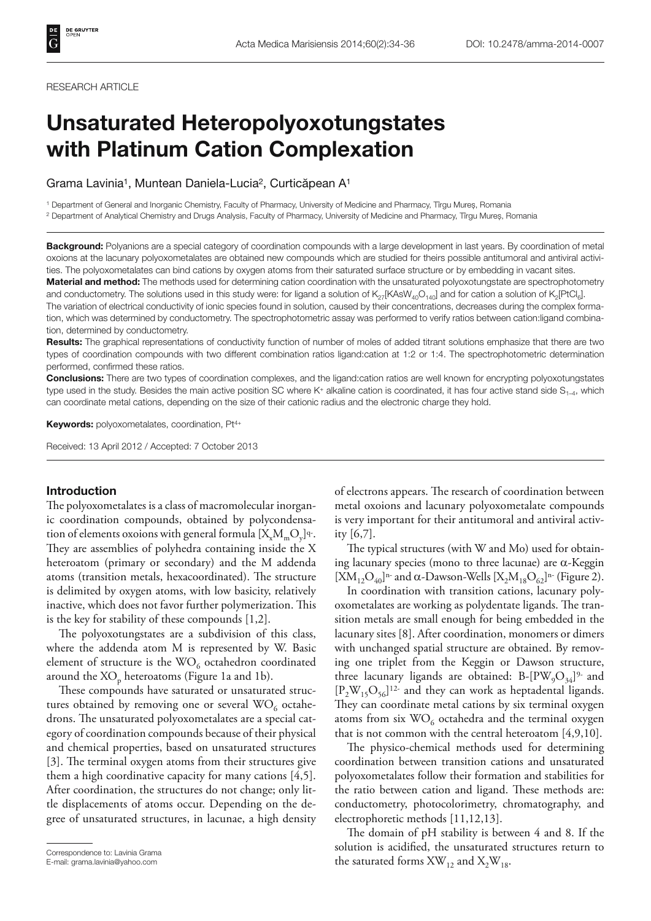RESEARCH ARTICLE

# Unsaturated Heteropolyoxotungstates with Platinum Cation Complexation

Grama Lavinia[1], Muntean Daniela-Lucia[2], Curticăpean A[1]

[1] Department of General and Inorganic Chemistry, Faculty of Pharmacy, University of Medicine and Pharmacy, Tîrgu Mureş, Romania

[2] Department of Analytical Chemistry and Drugs Analysis, Faculty of Pharmacy, University of Medicine and Pharmacy, Tîrgu Mureş, Romania

**Background:** Polyanions are a special category of coordination compounds with a large development in last years. By coordination of metal oxoions at the lacunary polyoxometalates are obtained new compounds which are studied for theirs possible antitumoral and antiviral activities. The polyoxometalates can bind cations by oxygen atoms from their saturated surface structure or by embedding in vacant sites.

**Material and method:** The methods used for determining cation coordination with the unsaturated polyoxotungstate are spectrophotometry and conductometry. The solutions used in this study were: for ligand a solution of $K_{27}[KAsW_{40}O_{140}]$ and for cation a solution of $K_2[PtCl_6]$. The variation of electrical conductivity of ionic species found in solution, caused by their concentrations, decreases during the complex formation, which was determined by conductometry. The spectrophotometric assay was performed to verify ratios between cation:ligand combination, determined by conductometry.

**Results:** The graphical representations of conductivity function of number of moles of added titrant solutions emphasize that there are two types of coordination compounds with two different combination ratios ligand:cation at 1:2 or 1:4. The spectrophotometric determination performed, confirmed these ratios.

**Conclusions:** There are two types of coordination complexes, and the ligand:cation ratios are well known for encrypting polyoxotungstates type used in the study. Besides the main active position SC where $K^+$ alkaline cation is coordinated, it has four active stand side $S_{1-4}$, which can coordinate metal cations, depending on the size of their cationic radius and the electronic charge they hold.

**Keywords:** polyoxometalates, coordination, $Pt^{4+}$

Received: 13 April 2012 / Accepted: 7 October 2013

## Introduction

The polyoxometalates is a class of macromolecular inorganic coordination compounds, obtained by polycondensation of elements oxoions with general formula $[X_xM_mO_y]^{q-}$. They are assemblies of polyhedra containing inside the X heteroatom (primary or secondary) and the M addenda atoms (transition metals, hexacoordinated). The structure is delimited by oxygen atoms, with low basicity, relatively inactive, which does not favor further polymerization. This is the key for stability of these compounds [1,2].

The polyoxotungstates are a subdivision of this class, where the addenda atom M is represented by W. Basic element of structure is the $WO_6$ octahedron coordinated around the $XO_p$ heteroatoms (Figure 1a and 1b).

These compounds have saturated or unsaturated structures obtained by removing one or several $WO_6$ octahedrons. The unsaturated polyoxometalates are a special category of coordination compounds because of their physical and chemical properties, based on unsaturated structures [3]. The terminal oxygen atoms from their structures give them a high coordinative capacity for many cations [4,5]. After coordination, the structures do not change; only little displacements of atoms occur. Depending on the degree of unsaturated structures, in lacunae, a high density of electrons appears. The research of coordination between metal oxoions and lacunary polyoxometalate compounds is very important for their antitumoral and antiviral activity [6,7].

The typical structures (with W and Mo) used for obtaining lacunary species (mono to three lacunae) are α-Keggin $[XM_{12}O_{40}]^{n-}$ and α-Dawson-Wells $[X_2M_{18}O_{62}]^{n-}$ (Figure 2).

In coordination with transition cations, lacunary polyoxometalates are working as polydentate ligands. The transition metals are small enough for being embedded in the lacunary sites [8]. After coordination, monomers or dimers with unchanged spatial structure are obtained. By removing one triplet from the Keggin or Dawson structure, three lacunary ligands are obtained: B-$[PW_9O_{34}]^{9-}$ and $[P_2W_{15}O_{56}]^{12-}$ and they can work as heptadental ligands. They can coordinate metal cations by six terminal oxygen atoms from six $WO_6$ octahedra and the terminal oxygen that is not common with the central heteroatom [4,9,10].

The physico-chemical methods used for determining coordination between transition cations and unsaturated polyoxometalates follow their formation and stabilities for the ratio between cation and ligand. These methods are: conductometry, photocolorimetry, chromatography, and electrophoretic methods [11,12,13].

The domain of pH stability is between 4 and 8. If the solution is acidified, the unsaturated structures return to the saturated forms $XW_{12}$ and $X_2W_{18}$.

Correspondence to: Lavinia Grama
E-mail: grama.lavinia@yahoo.com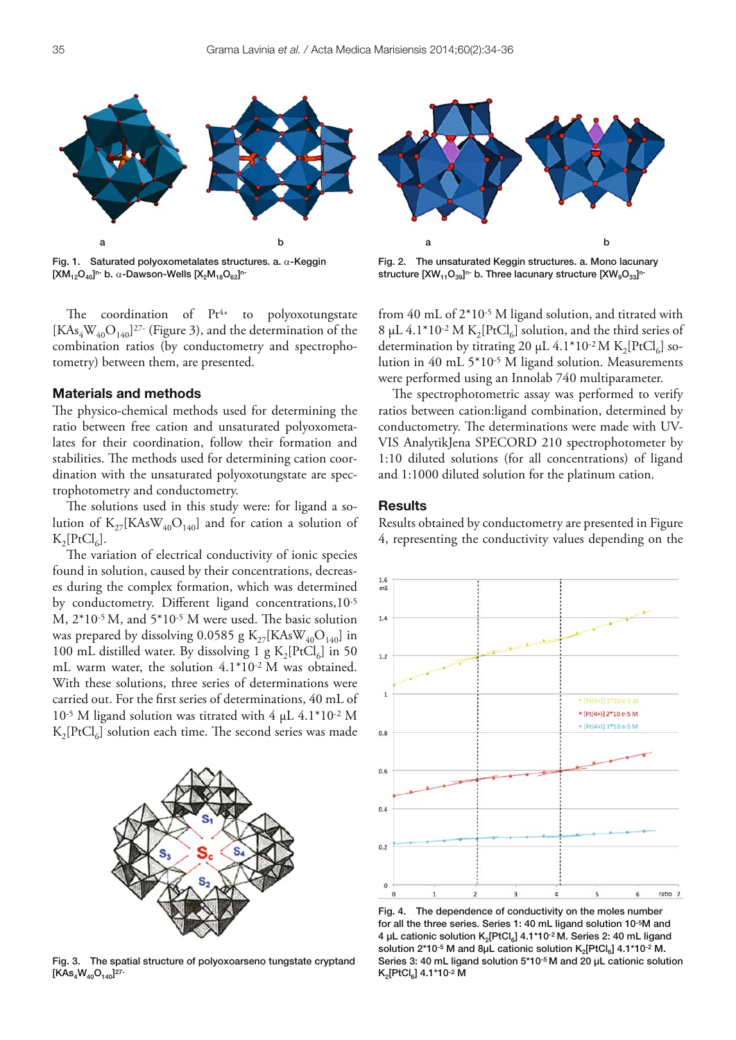Fig. 1. Saturated polyoxometalates structures. a. α-Keggin $[XM_{12}O_{40}]^{n-}$ b. α-Dawson-Wells $[X_2M_{18}O_{62}]^{n-}$

Fig. 2. The unsaturated Keggin structures. a. Mono lacunary structure $[XW_{11}O_{39}]^{n-}$ b. Three lacunary structure $[XW_9O_{33}]^{n-}$

The coordination of $Pt^{4+}$ to polyoxotungstate $[KAs_4W_{40}O_{140}]^{27-}$ (Figure 3), and the determination of the combination ratios (by conductometry and spectrophotometry) between them, are presented.

## Materials and methods

The physico-chemical methods used for determining the ratio between free cation and unsaturated polyoxometalates for their coordination, follow their formation and stabilities. The methods used for determining cation coordination with the unsaturated polyoxotungstate are spectrophotometry and conductometry.

The solutions used in this study were: for ligand a solution of $K_{27}[KAsW_{40}O_{140}]$ and for cation a solution of $K_2[PtCl_6]$.

The variation of electrical conductivity of ionic species found in solution, caused by their concentrations, decreases during the complex formation, which was determined by conductometry. Different ligand concentrations, $10^{-5}$ M, $2*10^{-5}$ M, and $5*10^{-5}$ M were used. The basic solution was prepared by dissolving 0.0585 g $K_{27}[KAsW_{40}O_{140}]$ in 100 mL distilled water. By dissolving 1 g $K_2[PtCl_6]$ in 50 mL warm water, the solution $4.1*10^{-2}$ M was obtained. With these solutions, three series of determinations were carried out. For the first series of determinations, 40 mL of $10^{-5}$ M ligand solution was titrated with 4 µL $4.1*10^{-2}$ M $K_2[PtCl_6]$ solution each time. The second series was made from 40 mL of $2*10^{-5}$ M ligand solution, and titrated with 8 µL $4.1*10^{-2}$ M $K_2[PtCl_6]$ solution, and the third series of determination by titrating 20 µL $4.1*10^{-2}$ M $K_2[PtCl_6]$ solution in 40 mL $5*10^{-5}$ M ligand solution. Measurements were performed using an Innolab 740 multiparameter.

The spectrophotometric assay was performed to verify ratios between cation:ligand combination, determined by conductometry. The determinations were made with UV-VIS AnalytikJena SPECORD 210 spectrophotometer by 1:10 diluted solutions (for all concentrations) of ligand and 1:1000 diluted solution for the platinum cation.

Fig. 3. The spatial structure of polyoxoarseno tungstate cryptand $[KAs_4W_{40}O_{140}]^{27-}$

## Results

Results obtained by conductometry are presented in Figure 4, representing the conductivity values depending on the

Fig. 4. The dependence of conductivity on the moles number for all the three series. Series 1: 40 mL ligand solution $10^{-5}$M and 4 µL cationic solution $K_2[PtCl_6]$ $4.1*10^{-2}$ M. Series 2: 40 mL ligand solution $2*10^{-5}$ M and 8µL cationic solution $K_2[PtCl_6]$ $4.1*10^{-2}$ M. Series 3: 40 mL ligand solution $5*10^{-5}$ M and 20 µL cationic solution $K_2[PtCl_6]$ $4.1*10^{-2}$ M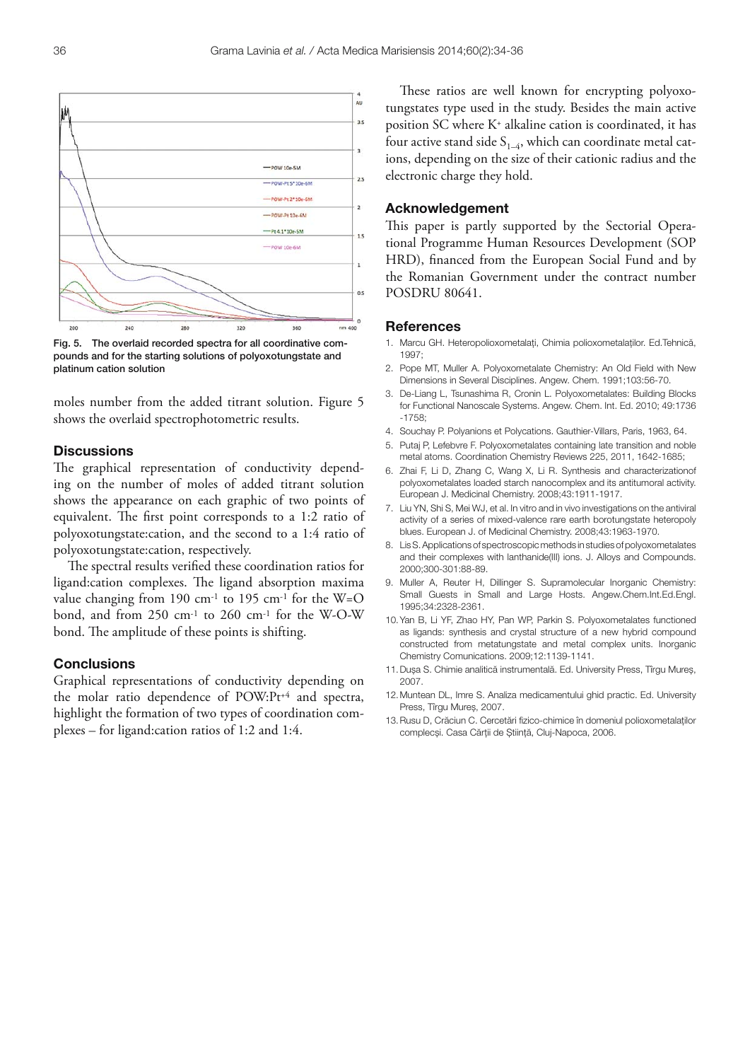4
AU
3.5
3
2.5
2
1.5
1
0.5
0

200
240
280
320
360
nm 400

POW 10e-5M
POW-Pt5*10e-6M
POW-Pt2*10e-6M
POW-Pt 10e-6M
Pt 4.1*10e-5M
POW 10e-6M

**Fig. 5.** The overlaid recorded spectra for all coordinative compounds and for the starting solutions of polyoxotungstate and platinum cation solution

moles number from the added titrant solution. Figure 5 shows the overlaid spectrophotometric results.

## Discussions

The graphical representation of conductivity depending on the number of moles of added titrant solution shows the appearance on each graphic of two points of equivalent. The first point corresponds to a 1:2 ratio of polyoxotungstate:cation, and the second to a 1:4 ratio of polyoxotungstate:cation, respectively.

The spectral results verified these coordination ratios for ligand:cation complexes. The ligand absorption maxima value changing from 190 $cm^{-1}$ to 195 $cm^{-1}$ for the W=O bond, and from 250 $cm^{-1}$ to 260 $cm^{-1}$ for the W-O-W bond. The amplitude of these points is shifting.

## Conclusions

Graphical representations of conductivity depending on the molar ratio dependence of POW:$Pt^{+4}$ and spectra, highlight the formation of two types of coordination complexes – for ligand:cation ratios of 1:2 and 1:4.

These ratios are well known for encrypting polyoxotungstates type used in the study. Besides the main active position SC where $K^+$ alkaline cation is coordinated, it has four active stand side $S_{1-4}$, which can coordinate metal cations, depending on the size of their cationic radius and the electronic charge they hold.

## Acknowledgement

This paper is partly supported by the Sectorial Operational Programme Human Resources Development (SOP HRD), financed from the European Social Fund and by the Romanian Government under the contract number POSDRU 80641.

## References

1. Marcu GH. Heteropolioxometalaţi, Chimia polioxometalaţilor. Ed.Tehnică, 1997;
2. Pope MT, Muller A. Polyoxometalate Chemistry: An Old Field with New Dimensions in Several Disciplines. Angew. Chem. 1991;103:56-70.
3. De-Liang L, Tsunashima R, Cronin L. Polyoxometalates: Building Blocks for Functional Nanoscale Systems. Angew. Chem. Int. Ed. 2010; 49:1736 -1758;
4. Souchay P. Polyanions et Polycations. Gauthier-Villars, Paris, 1963, 64.
5. Putaj P, Lefebvre F. Polyoxometalates containing late transition and noble metal atoms. Coordination Chemistry Reviews 225, 2011, 1642-1685;
6. Zhai F, Li D, Zhang C, Wang X, Li R. Synthesis and characterizationof polyoxometalates loaded starch nanocomplex and its antitumoral activity. European J. Medicinal Chemistry. 2008;43:1911-1917.
7. Liu YN, Shi S, Mei WJ, et al. In vitro and in vivo investigations on the antiviral activity of a series of mixed-valence rare earth borotungstate heteropoly blues. European J. of Medicinal Chemistry. 2008;43:1963-1970.
8. Lis S. Applications of spectroscopic methods in studies of polyoxometalates and their complexes with lanthanide(III) ions. J. Alloys and Compounds. 2000;300-301:88-89.
9. Muller A, Reuter H, Dillinger S. Supramolecular Inorganic Chemistry: Small Guests in Small and Large Hosts. Angew.Chem.Int.Ed.Engl. 1995;34:2328-2361.
10. Yan B, Li YF, Zhao HY, Pan WP, Parkin S. Polyoxometalates functioned as ligands: synthesis and crystal structure of a new hybrid compound constructed from metatungstate and metal complex units. Inorganic Chemistry Comunications. 2009;12:1139-1141.
11. Duşa S. Chimie analitică instrumentală. Ed. University Press, Tîrgu Mureş, 2007.
12. Muntean DL, Imre S. Analiza medicamentului ghid practic. Ed. University Press, Tîrgu Mureş, 2007.
13. Rusu D, Crăciun C. Cercetări fizico-chimice în domeniul polioxometalaţilor complecşi. Casa Cărţii de Ştiinţă, Cluj-Napoca, 2006.